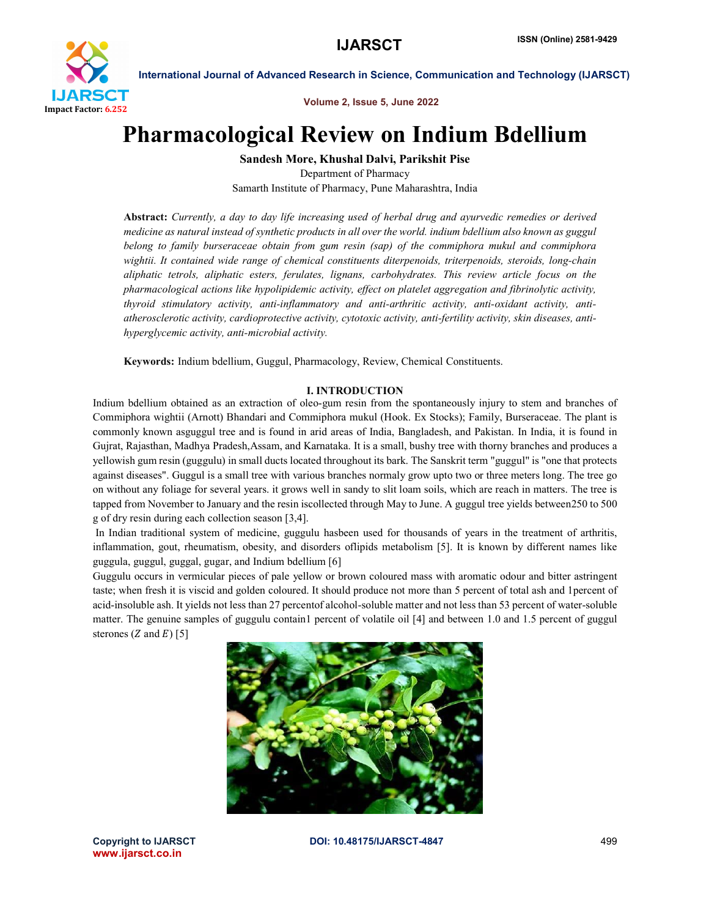# Pharmacological Review on Indium Bdellium

**Sandesh More, Khushal Dalvi, Parikshit Pise**

Department of Pharmacy

Samarth Institute of Pharmacy, Pune Maharashtra, India

**Abstract:** *Currently, a day to day life increasing used of herbal drug and ayurvedic remedies or derived medicine as natural instead of synthetic products in all over the world. indium bdellium also known as guggul belong to family burseraceae obtain from gum resin (sap) of the commiphora mukul and commiphora wightii. It contained wide range of chemical constituents diterpenoids, triterpenoids, steroids, long-chain aliphatic tetrols, aliphatic esters, ferulates, lignans, carbohydrates. This review article focus on the pharmacological actions like hypolipidemic activity, effect on platelet aggregation and fibrinolytic activity, thyroid stimulatory activity, anti-inflammatory and anti-arthritic activity, anti-oxidant activity, anti-atherosclerotic activity, cardioprotective activity, cytotoxic activity, anti-fertility activity, skin diseases, anti-hyperglycemic activity, anti-microbial activity.*

**Keywords:** Indium bdellium, Guggul, Pharmacology, Review, Chemical Constituents.

## I. INTRODUCTION

Indium bdellium obtained as an extraction of oleo-gum resin from the spontaneously injury to stem and branches of Commiphora wightii (Arnott) Bhandari and Commiphora mukul (Hook. Ex Stocks); Family, Burseraceae. The plant is commonly known asguggul tree and is found in arid areas of India, Bangladesh, and Pakistan. In India, it is found in Gujrat, Rajasthan, Madhya Pradesh,Assam, and Karnataka. It is a small, bushy tree with thorny branches and produces a yellowish gum resin (guggulu) in small ducts located throughout its bark. The Sanskrit term "guggul" is "one that protects against diseases". Guggul is a small tree with various branches normaly grow upto two or three meters long. The tree go on without any foliage for several years. it grows well in sandy to slit loam soils, which are reach in matters. The tree is tapped from November to January and the resin iscollected through May to June. A guggul tree yields between250 to 500 g of dry resin during each collection season [3,4].

In Indian traditional system of medicine, guggulu hasbeen used for thousands of years in the treatment of arthritis, inflammation, gout, rheumatism, obesity, and disorders oflipids metabolism [5]. It is known by different names like guggula, guggul, guggal, gugar, and Indium bdellium [6]

Guggulu occurs in vermicular pieces of pale yellow or brown coloured mass with aromatic odour and bitter astringent taste; when fresh it is viscid and golden coloured. It should produce not more than 5 percent of total ash and 1percent of acid-insoluble ash. It yields not less than 27 percentof alcohol-soluble matter and not less than 53 percent of water-soluble matter. The genuine samples of guggulu contain1 percent of volatile oil [4] and between 1.0 and 1.5 percent of guggul sterones ($Z$ and $E$) [5]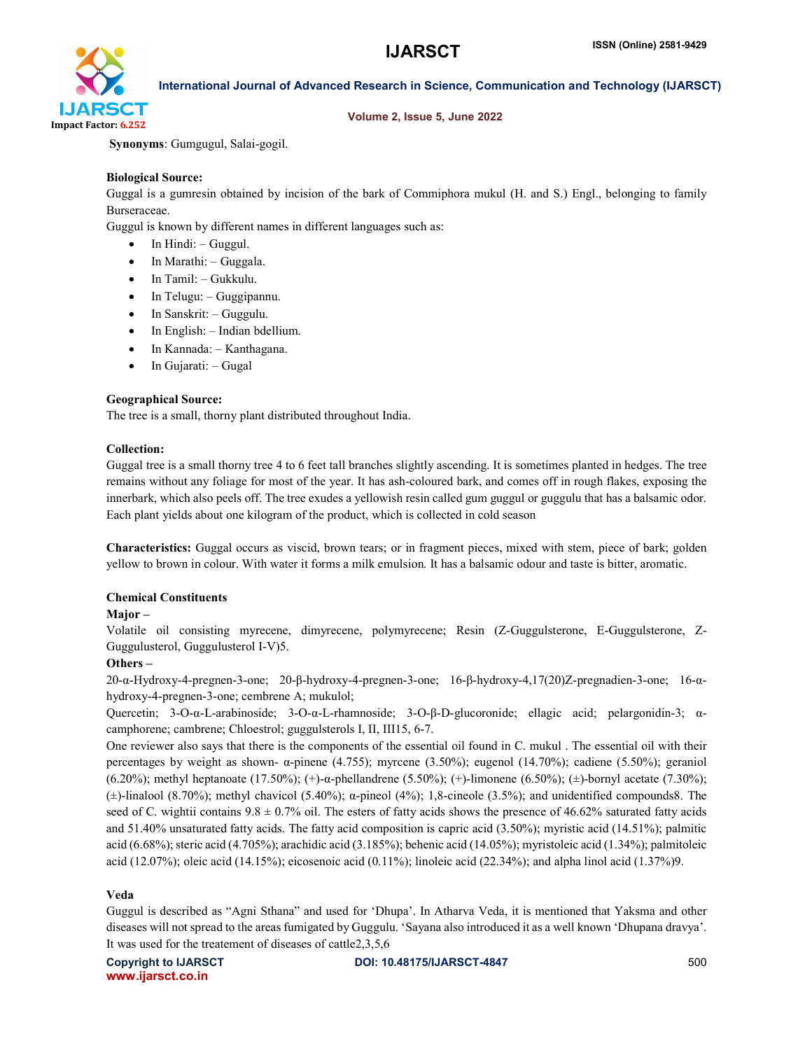**Synonyms**: Gumgugul, Salai-gogil.

**Biological Source:**

Guggal is a gumresin obtained by incision of the bark of Commiphora mukul (H. and S.) Engl., belonging to family Burseraceae.

Guggul is known by different names in different languages such as:

- In Hindi: – Guggul.
- In Marathi: – Guggala.
- In Tamil: – Gukkulu.
- In Telugu: – Guggipannu.
- In Sanskrit: – Guggulu.
- In English: – Indian bdellium.
- In Kannada: – Kanthagana.
- In Gujarati: – Gugal

**Geographical Source:**

The tree is a small, thorny plant distributed throughout India.

**Collection:**

Guggal tree is a small thorny tree 4 to 6 feet tall branches slightly ascending. It is sometimes planted in hedges. The tree remains without any foliage for most of the year. It has ash-coloured bark, and comes off in rough flakes, exposing the innerbark, which also peels off. The tree exudes a yellowish resin called gum guggul or guggulu that has a balsamic odor. Each plant yields about one kilogram of the product, which is collected in cold season

**Characteristics:** Guggal occurs as viscid, brown tears; or in fragment pieces, mixed with stem, piece of bark; golden yellow to brown in colour. With water it forms a milk emulsion. It has a balsamic odour and taste is bitter, aromatic.

**Chemical Constituents**

**Major –**

Volatile oil consisting myrecene, dimyrecene, polymyrecene; Resin (Z-Guggulsterone, E-Guggulsterone, Z-Guggulusterol, Guggulusterol I-V)5.

**Others –**

20-α-Hydroxy-4-pregnen-3-one; 20-β-hydroxy-4-pregnen-3-one; 16-β-hydroxy-4,17(20)Z-pregnadien-3-one; 16-α-hydroxy-4-pregnen-3-one; cembrene A; mukulol;

Quercetin; 3-O-α-L-arabinoside; 3-O-α-L-rhamnoside; 3-O-β-D-glucoronide; ellagic acid; pelargonidin-3; α-camphorene; cambrene; Chloestrol; guggulsterols I, II, III15, 6-7.

One reviewer also says that there is the components of the essential oil found in C. mukul . The essential oil with their percentages by weight as shown- α-pinene (4.755); myrcene (3.50%); eugenol (14.70%); cadiene (5.50%); geraniol (6.20%); methyl heptanoate (17.50%); (+)-α-phellandrene (5.50%); (+)-limonene (6.50%); (±)-bornyl acetate (7.30%); (±)-linalool (8.70%); methyl chavicol (5.40%); α-pineol (4%); 1,8-cineole (3.5%); and unidentified compounds8. The seed of C. wightii contains 9.8 ± 0.7% oil. The esters of fatty acids shows the presence of 46.62% saturated fatty acids and 51.40% unsaturated fatty acids. The fatty acid composition is capric acid (3.50%); myristic acid (14.51%); palmitic acid (6.68%); steric acid (4.705%); arachidic acid (3.185%); behenic acid (14.05%); myristoleic acid (1.34%); palmitoleic acid (12.07%); oleic acid (14.15%); eicosenoic acid (0.11%); linoleic acid (22.34%); and alpha linol acid (1.37%)9.

**Veda**

Guggul is described as "Agni Sthana" and used for 'Dhupa'. In Atharva Veda, it is mentioned that Yaksma and other diseases will not spread to the areas fumigated by Guggulu. 'Sayana also introduced it as a well known 'Dhupana dravya'. It was used for the treatement of diseases of cattle2,3,5,6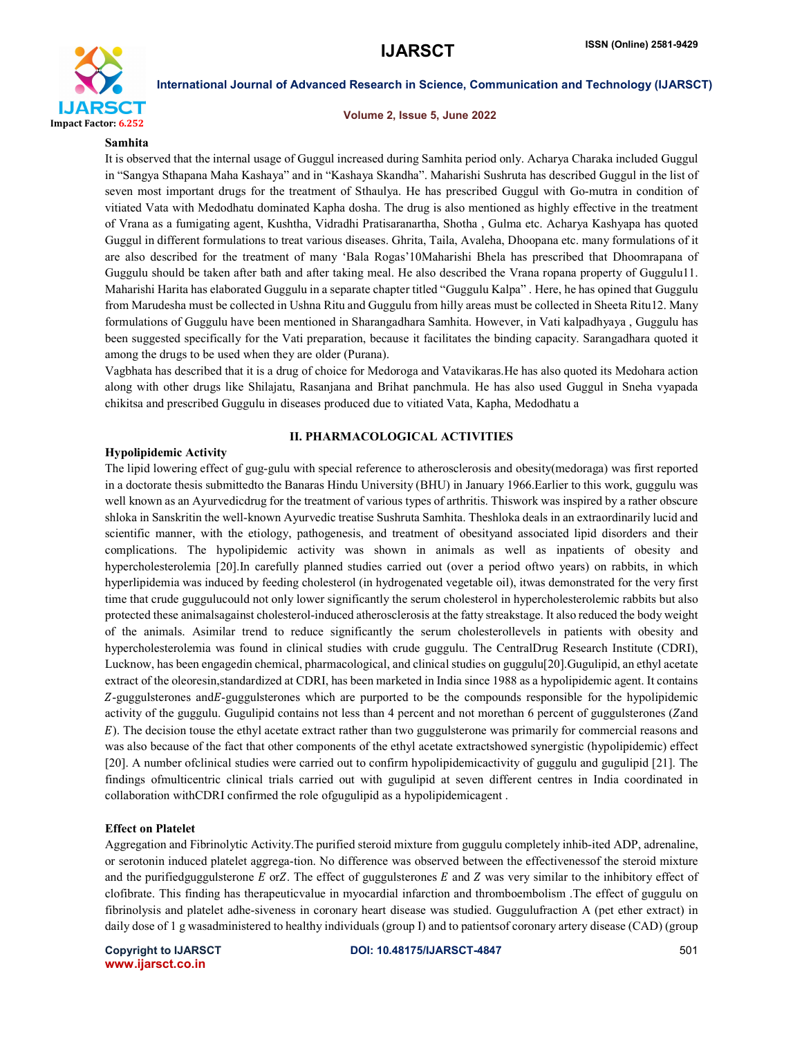**Samhita**

It is observed that the internal usage of Guggul increased during Samhita period only. Acharya Charaka included Guggul in "Sangya Sthapana Maha Kashaya" and in "Kashaya Skandha". Maharishi Sushruta has described Guggul in the list of seven most important drugs for the treatment of Sthaulya. He has prescribed Guggul with Go-mutra in condition of vitiated Vata with Medodhatu dominated Kapha dosha. The drug is also mentioned as highly effective in the treatment of Vrana as a fumigating agent, Kushtha, Vidradhi Pratisaranartha, Shotha , Gulma etc. Acharya Kashyapa has quoted Guggul in different formulations to treat various diseases. Ghrita, Taila, Avaleha, Dhoopana etc. many formulations of it are also described for the treatment of many 'Bala Rogas'10Maharishi Bhela has prescribed that Dhoomrapana of Guggulu should be taken after bath and after taking meal. He also described the Vrana ropana property of Guggulu11. Maharishi Harita has elaborated Guggulu in a separate chapter titled "Guggulu Kalpa" . Here, he has opined that Guggulu from Marudesha must be collected in Ushna Ritu and Guggulu from hilly areas must be collected in Sheeta Ritu12. Many formulations of Guggulu have been mentioned in Sharangadhara Samhita. However, in Vati kalpadhyaya , Guggulu has been suggested specifically for the Vati preparation, because it facilitates the binding capacity. Sarangadhara quoted it among the drugs to be used when they are older (Purana).

Vagbhata has described that it is a drug of choice for Medoroga and Vatavikaras.He has also quoted its Medohara action along with other drugs like Shilajatu, Rasanjana and Brihat panchmula. He has also used Guggul in Sneha vyapada chikitsa and prescribed Guggulu in diseases produced due to vitiated Vata, Kapha, Medodhatu a

## II. PHARMACOLOGICAL ACTIVITIES

**Hypolipidemic Activity**

The lipid lowering effect of gug-gulu with special reference to atherosclerosis and obesity(medoraga) was first reported in a doctorate thesis submittedto the Banaras Hindu University (BHU) in January 1966.Earlier to this work, guggulu was well known as an Ayurvedicdrug for the treatment of various types of arthritis. Thiswork was inspired by a rather obscure shloka in Sanskritin the well-known Ayurvedic treatise Sushruta Samhita. Theshloka deals in an extraordinarily lucid and scientific manner, with the etiology, pathogenesis, and treatment of obesityand associated lipid disorders and their complications. The hypolipidemic activity was shown in animals as well as inpatients of obesity and hypercholesterolemia [20].In carefully planned studies carried out (over a period oftwo years) on rabbits, in which hyperlipidemia was induced by feeding cholesterol (in hydrogenated vegetable oil), itwas demonstrated for the very first time that crude guggulucould not only lower significantly the serum cholesterol in hypercholesterolemic rabbits but also protected these animalsagainst cholesterol-induced atherosclerosis at the fatty streakstage. It also reduced the body weight of the animals. Asimilar trend to reduce significantly the serum cholesterollevels in patients with obesity and hypercholesterolemia was found in clinical studies with crude guggulu. The CentralDrug Research Institute (CDRI), Lucknow, has been engagedin chemical, pharmacological, and clinical studies on guggulu[20].Gugulipid, an ethyl acetate extract of the oleoresin,standardized at CDRI, has been marketed in India since 1988 as a hypolipidemic agent. It contains $Z$-guggulsterones and$E$-guggulsterones which are purported to be the compounds responsible for the hypolipidemic activity of the guggulu. Gugulipid contains not less than 4 percent and not morethan 6 percent of guggulsterones ($Z$and $E$). The decision touse the ethyl acetate extract rather than two guggulsterone was primarily for commercial reasons and was also because of the fact that other components of the ethyl acetate extractshowed synergistic (hypolipidemic) effect [20]. A number ofclinical studies were carried out to confirm hypolipidemicactivity of guggulu and gugulipid [21]. The findings ofmulticentric clinical trials carried out with gugulipid at seven different centres in India coordinated in collaboration withCDRI confirmed the role ofgugulipid as a hypolipidemicagent .

**Effect on Platelet**

Aggregation and Fibrinolytic Activity.The purified steroid mixture from guggulu completely inhib-ited ADP, adrenaline, or serotonin induced platelet aggrega-tion. No difference was observed between the effectivenessof the steroid mixture and the purifiedguggulsterone $E$ or$Z$. The effect of guggulsterones $E$ and $Z$ was very similar to the inhibitory effect of clofibrate. This finding has therapeuticvalue in myocardial infarction and thromboembolism .The effect of guggulu on fibrinolysis and platelet adhe-siveness in coronary heart disease was studied. Guggulufraction A (pet ether extract) in daily dose of 1 g wasadministered to healthy individuals (group I) and to patientsof coronary artery disease (CAD) (group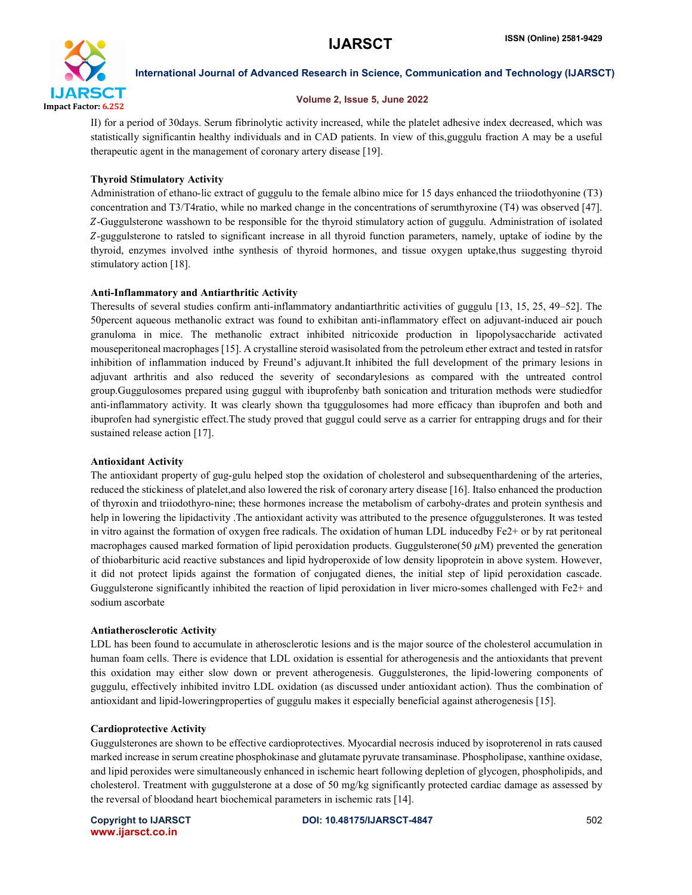II) for a period of 30days. Serum fibrinolytic activity increased, while the platelet adhesive index decreased, which was statistically significantin healthy individuals and in CAD patients. In view of this,guggulu fraction A may be a useful therapeutic agent in the management of coronary artery disease [19].

### Thyroid Stimulatory Activity

Administration of ethano-lic extract of guggulu to the female albino mice for 15 days enhanced the triiodothyonine (T3) concentration and T3/T4ratio, while no marked change in the concentrations of serumthyroxine (T4) was observed [47]. $Z$-Guggulsterone wasshown to be responsible for the thyroid stimulatory action of guggulu. Administration of isolated $Z$-guggulsterone to ratsled to significant increase in all thyroid function parameters, namely, uptake of iodine by the thyroid, enzymes involved inthe synthesis of thyroid hormones, and tissue oxygen uptake,thus suggesting thyroid stimulatory action [18].

### Anti-Inflammatory and Antiarthritic Activity

Theresults of several studies confirm anti-inflammatory andantiarthritic activities of guggulu [13, 15, 25, 49–52]. The 50percent aqueous methanolic extract was found to exhibitan anti-inflammatory effect on adjuvant-induced air pouch granuloma in mice. The methanolic extract inhibited nitricoxide production in lipopolysaccharide activated mouseperitoneal macrophages [15]. A crystalline steroid wasisolated from the petroleum ether extract and tested in ratsfor inhibition of inflammation induced by Freund's adjuvant.It inhibited the full development of the primary lesions in adjuvant arthritis and also reduced the severity of secondarylesions as compared with the untreated control group.Guggulosomes prepared using guggul with ibuprofenby bath sonication and trituration methods were studiedfor anti-inflammatory activity. It was clearly shown tha tguggulosomes had more efficacy than ibuprofen and both and ibuprofen had synergistic effect.The study proved that guggul could serve as a carrier for entrapping drugs and for their sustained release action [17].

### Antioxidant Activity

The antioxidant property of gug-gulu helped stop the oxidation of cholesterol and subsequenthardening of the arteries, reduced the stickiness of platelet,and also lowered the risk of coronary artery disease [16]. Italso enhanced the production of thyroxin and triiodothyro-nine; these hormones increase the metabolism of carbohy-drates and protein synthesis and help in lowering the lipidactivity .The antioxidant activity was attributed to the presence ofguggulsterones. It was tested in vitro against the formation of oxygen free radicals. The oxidation of human LDL inducedby $Fe2+$ or by rat peritoneal macrophages caused marked formation of lipid peroxidation products. Guggulsterone(50 $\mu$M) prevented the generation of thiobarbituric acid reactive substances and lipid hydroperoxide of low density lipoprotein in above system. However, it did not protect lipids against the formation of conjugated dienes, the initial step of lipid peroxidation cascade. Guggulsterone significantly inhibited the reaction of lipid peroxidation in liver micro-somes challenged with $Fe2+$ and sodium ascorbate

### Antiatherosclerotic Activity

LDL has been found to accumulate in atherosclerotic lesions and is the major source of the cholesterol accumulation in human foam cells. There is evidence that LDL oxidation is essential for atherogenesis and the antioxidants that prevent this oxidation may either slow down or prevent atherogenesis. Guggulsterones, the lipid-lowering components of guggulu, effectively inhibited invitro LDL oxidation (as discussed under antioxidant action). Thus the combination of antioxidant and lipid-loweringproperties of guggulu makes it especially beneficial against atherogenesis [15].

### Cardioprotective Activity

Guggulsterones are shown to be effective cardioprotectives. Myocardial necrosis induced by isoproterenol in rats caused marked increase in serum creatine phosphokinase and glutamate pyruvate transaminase. Phospholipase, xanthine oxidase, and lipid peroxides were simultaneously enhanced in ischemic heart following depletion of glycogen, phospholipids, and cholesterol. Treatment with guggulsterone at a dose of 50 mg/kg significantly protected cardiac damage as assessed by the reversal of bloodand heart biochemical parameters in ischemic rats [14].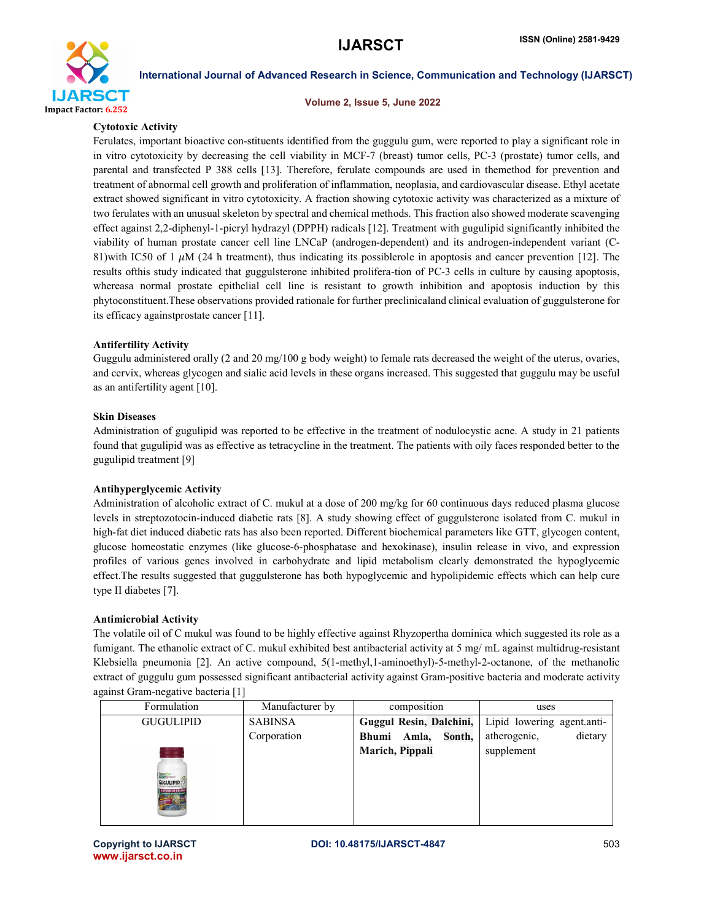### Cytotoxic Activity

Ferulates, important bioactive con-stituents identified from the guggulu gum, were reported to play a significant role in in vitro cytotoxicity by decreasing the cell viability in MCF-7 (breast) tumor cells, PC-3 (prostate) tumor cells, and parental and transfected P 388 cells [13]. Therefore, ferulate compounds are used in themethod for prevention and treatment of abnormal cell growth and proliferation of inflammation, neoplasia, and cardiovascular disease. Ethyl acetate extract showed significant in vitro cytotoxicity. A fraction showing cytotoxic activity was characterized as a mixture of two ferulates with an unusual skeleton by spectral and chemical methods. This fraction also showed moderate scavenging effect against 2,2-diphenyl-1-picryl hydrazyl (DPPH) radicals [12]. Treatment with gugulipid significantly inhibited the viability of human prostate cancer cell line LNCaP (androgen-dependent) and its androgen-independent variant (C-81)with IC50 of 1 $\mu$M (24 h treatment), thus indicating its possiblerole in apoptosis and cancer prevention [12]. The results ofthis study indicated that guggulsterone inhibited prolifera-tion of PC-3 cells in culture by causing apoptosis, whereasa normal prostate epithelial cell line is resistant to growth inhibition and apoptosis induction by this phytoconstituent.These observations provided rationale for further preclinicaland clinical evaluation of guggulsterone for its efficacy againstprostate cancer [11].

### Antifertility Activity

Guggulu administered orally (2 and 20 mg/100 g body weight) to female rats decreased the weight of the uterus, ovaries, and cervix, whereas glycogen and sialic acid levels in these organs increased. This suggested that guggulu may be useful as an antifertility agent [10].

### Skin Diseases

Administration of gugulipid was reported to be effective in the treatment of nodulocystic acne. A study in 21 patients found that gugulipid was as effective as tetracycline in the treatment. The patients with oily faces responded better to the gugulipid treatment [9]

### Antihyperglycemic Activity

Administration of alcoholic extract of C. mukul at a dose of 200 mg/kg for 60 continuous days reduced plasma glucose levels in streptozotocin-induced diabetic rats [8]. A study showing effect of guggulsterone isolated from C. mukul in high-fat diet induced diabetic rats has also been reported. Different biochemical parameters like GTT, glycogen content, glucose homeostatic enzymes (like glucose-6-phosphatase and hexokinase), insulin release in vivo, and expression profiles of various genes involved in carbohydrate and lipid metabolism clearly demonstrated the hypoglycemic effect.The results suggested that guggulsterone has both hypoglycemic and hypolipidemic effects which can help cure type II diabetes [7].

### Antimicrobial Activity

The volatile oil of C mukul was found to be highly effective against Rhyzopertha dominica which suggested its role as a fumigant. The ethanolic extract of C. mukul exhibited best antibacterial activity at 5 mg/ mL against multidrug-resistant Klebsiella pneumonia [2]. An active compound, 5(1-methyl,1-aminoethyl)-5-methyl-2-octanone, of the methanolic extract of guggulu gum possessed significant antibacterial activity against Gram-positive bacteria and moderate activity against Gram-negative bacteria [1]

| Formulation | Manufacturer by | composition | uses |
|---|---|---|---|
| GUGULIPID | SABINSA Corporation | **Guggul Resin, Dalchini, Bhumi Amla, Sonth, Marich, Pippali** | Lipid lowering agent.anti-atherogenic, dietary supplement |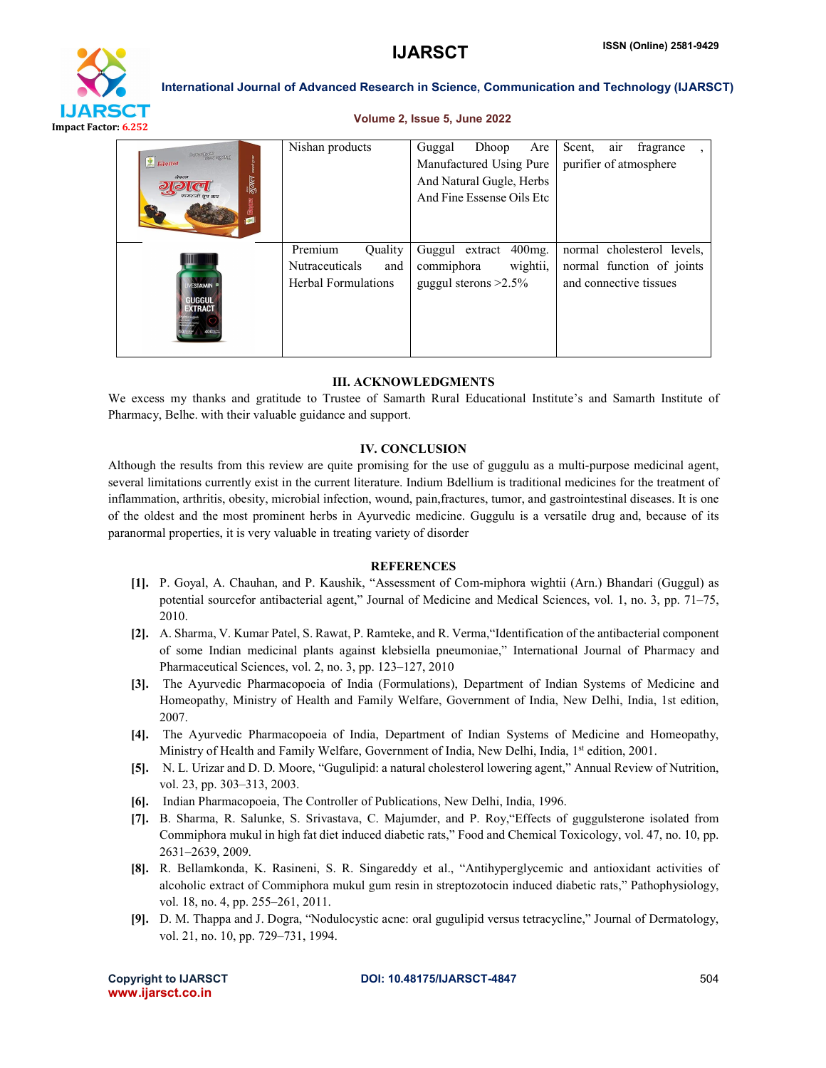| | Nishan products | Guggal Dhoop Are Manufactured Using Pure And Natural Gugle, Herbs And Fine Essense Oils Etc | Scent, air fragrance , purifier of atmosphere |
|---|---|---|---|
| | Premium Quality Nutraceuticals and Herbal Formulations | Guggul extract 400mg. commiphora wightii, guggul sterons >2.5% | normal cholesterol levels, normal function of joints and connective tissues |

## III. ACKNOWLEDGMENTS

We excess my thanks and gratitude to Trustee of Samarth Rural Educational Institute's and Samarth Institute of Pharmacy, Belhe. with their valuable guidance and support.

## IV. CONCLUSION

Although the results from this review are quite promising for the use of guggulu as a multi-purpose medicinal agent, several limitations currently exist in the current literature. Indium Bdellium is traditional medicines for the treatment of inflammation, arthritis, obesity, microbial infection, wound, pain,fractures, tumor, and gastrointestinal diseases. It is one of the oldest and the most prominent herbs in Ayurvedic medicine. Guggulu is a versatile drug and, because of its paranormal properties, it is very valuable in treating variety of disorder

## REFERENCES

[1]. P. Goyal, A. Chauhan, and P. Kaushik, "Assessment of Com-miphora wightii (Arn.) Bhandari (Guggul) as potential sourcefor antibacterial agent," Journal of Medicine and Medical Sciences, vol. 1, no. 3, pp. 71–75, 2010.

[2]. A. Sharma, V. Kumar Patel, S. Rawat, P. Ramteke, and R. Verma,"Identification of the antibacterial component of some Indian medicinal plants against klebsiella pneumoniae," International Journal of Pharmacy and Pharmaceutical Sciences, vol. 2, no. 3, pp. 123–127, 2010

[3]. The Ayurvedic Pharmacopoeia of India (Formulations), Department of Indian Systems of Medicine and Homeopathy, Ministry of Health and Family Welfare, Government of India, New Delhi, India, 1st edition, 2007.

[4]. The Ayurvedic Pharmacopoeia of India, Department of Indian Systems of Medicine and Homeopathy, Ministry of Health and Family Welfare, Government of India, New Delhi, India, 1st edition, 2001.

[5]. N. L. Urizar and D. D. Moore, "Gugulipid: a natural cholesterol lowering agent," Annual Review of Nutrition, vol. 23, pp. 303–313, 2003.

[6]. Indian Pharmacopoeia, The Controller of Publications, New Delhi, India, 1996.

[7]. B. Sharma, R. Salunke, S. Srivastava, C. Majumder, and P. Roy,"Effects of guggulsterone isolated from Commiphora mukul in high fat diet induced diabetic rats," Food and Chemical Toxicology, vol. 47, no. 10, pp. 2631–2639, 2009.

[8]. R. Bellamkonda, K. Rasineni, S. R. Singareddy et al., "Antihyperglycemic and antioxidant activities of alcoholic extract of Commiphora mukul gum resin in streptozotocin induced diabetic rats," Pathophysiology, vol. 18, no. 4, pp. 255–261, 2011.

[9]. D. M. Thappa and J. Dogra, "Nodulocystic acne: oral gugulipid versus tetracycline," Journal of Dermatology, vol. 21, no. 10, pp. 729–731, 1994.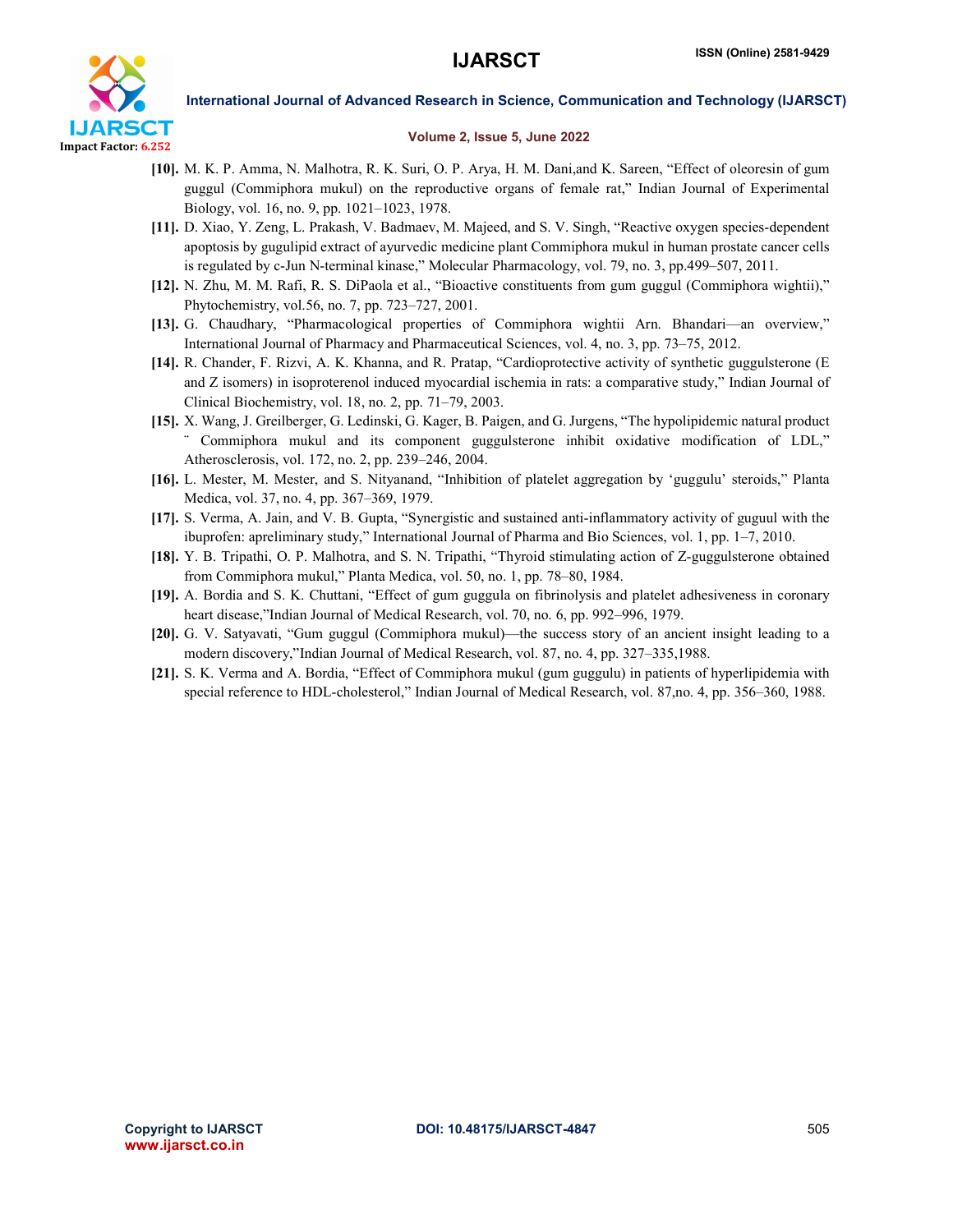[10]. M. K. P. Amma, N. Malhotra, R. K. Suri, O. P. Arya, H. M. Dani,and K. Sareen, "Effect of oleoresin of gum guggul (Commiphora mukul) on the reproductive organs of female rat," Indian Journal of Experimental Biology, vol. 16, no. 9, pp. 1021–1023, 1978.

[11]. D. Xiao, Y. Zeng, L. Prakash, V. Badmaev, M. Majeed, and S. V. Singh, "Reactive oxygen species-dependent apoptosis by gugulipid extract of ayurvedic medicine plant Commiphora mukul in human prostate cancer cells is regulated by c-Jun N-terminal kinase," Molecular Pharmacology, vol. 79, no. 3, pp.499–507, 2011.

[12]. N. Zhu, M. M. Rafi, R. S. DiPaola et al., "Bioactive constituents from gum guggul (Commiphora wightii)," Phytochemistry, vol.56, no. 7, pp. 723–727, 2001.

[13]. G. Chaudhary, "Pharmacological properties of Commiphora wightii Arn. Bhandari—an overview," International Journal of Pharmacy and Pharmaceutical Sciences, vol. 4, no. 3, pp. 73–75, 2012.

[14]. R. Chander, F. Rizvi, A. K. Khanna, and R. Pratap, "Cardioprotective activity of synthetic guggulsterone (E and Z isomers) in isoproterenol induced myocardial ischemia in rats: a comparative study," Indian Journal of Clinical Biochemistry, vol. 18, no. 2, pp. 71–79, 2003.

[15]. X. Wang, J. Greilberger, G. Ledinski, G. Kager, B. Paigen, and G. Jurgens, "The hypolipidemic natural product ¨ Commiphora mukul and its component guggulsterone inhibit oxidative modification of LDL," Atherosclerosis, vol. 172, no. 2, pp. 239–246, 2004.

[16]. L. Mester, M. Mester, and S. Nityanand, "Inhibition of platelet aggregation by 'guggulu' steroids," Planta Medica, vol. 37, no. 4, pp. 367–369, 1979.

[17]. S. Verma, A. Jain, and V. B. Gupta, "Synergistic and sustained anti-inflammatory activity of guguul with the ibuprofen: apreliminary study," International Journal of Pharma and Bio Sciences, vol. 1, pp. 1–7, 2010.

[18]. Y. B. Tripathi, O. P. Malhotra, and S. N. Tripathi, "Thyroid stimulating action of Z-guggulsterone obtained from Commiphora mukul," Planta Medica, vol. 50, no. 1, pp. 78–80, 1984.

[19]. A. Bordia and S. K. Chuttani, "Effect of gum guggula on fibrinolysis and platelet adhesiveness in coronary heart disease,"Indian Journal of Medical Research, vol. 70, no. 6, pp. 992–996, 1979.

[20]. G. V. Satyavati, "Gum guggul (Commiphora mukul)—the success story of an ancient insight leading to a modern discovery,"Indian Journal of Medical Research, vol. 87, no. 4, pp. 327–335,1988.

[21]. S. K. Verma and A. Bordia, "Effect of Commiphora mukul (gum guggulu) in patients of hyperlipidemia with special reference to HDL-cholesterol," Indian Journal of Medical Research, vol. 87,no. 4, pp. 356–360, 1988.